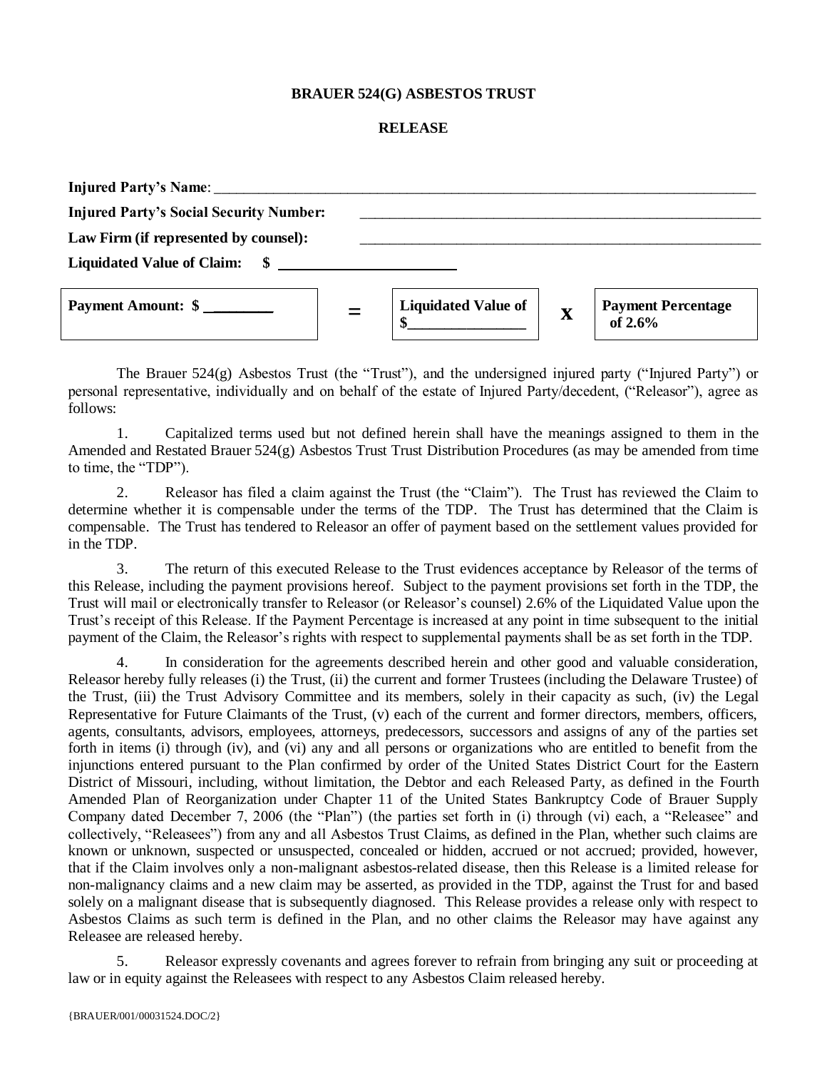**BRAUER 524(G) ASBESTOS TRUST**

**RELEASE**

**Injured Party's Name**: ____________________________________________

**Injured Party's Social Security Number:** ____________________________________________

**Law Firm (if represented by counsel):** ____________________________________________

**Liquidated Value of Claim: $** ________________________

| **Payment Amount: $** ________ | **=** | **Liquidated Value of $**________________ | **X** | **Payment Percentage of 2.6%** |
|---|---|---|---|---|

The Brauer 524(g) Asbestos Trust (the "Trust"), and the undersigned injured party ("Injured Party") or personal representative, individually and on behalf of the estate of Injured Party/decedent, ("Releasor"), agree as follows:

1. Capitalized terms used but not defined herein shall have the meanings assigned to them in the Amended and Restated Brauer 524(g) Asbestos Trust Trust Distribution Procedures (as may be amended from time to time, the "TDP").

2. Releasor has filed a claim against the Trust (the "Claim"). The Trust has reviewed the Claim to determine whether it is compensable under the terms of the TDP. The Trust has determined that the Claim is compensable. The Trust has tendered to Releasor an offer of payment based on the settlement values provided for in the TDP.

3. The return of this executed Release to the Trust evidences acceptance by Releasor of the terms of this Release, including the payment provisions hereof. Subject to the payment provisions set forth in the TDP, the Trust will mail or electronically transfer to Releasor (or Releasor's counsel) 2.6% of the Liquidated Value upon the Trust's receipt of this Release. If the Payment Percentage is increased at any point in time subsequent to the initial payment of the Claim, the Releasor's rights with respect to supplemental payments shall be as set forth in the TDP.

4. In consideration for the agreements described herein and other good and valuable consideration, Releasor hereby fully releases (i) the Trust, (ii) the current and former Trustees (including the Delaware Trustee) of the Trust, (iii) the Trust Advisory Committee and its members, solely in their capacity as such, (iv) the Legal Representative for Future Claimants of the Trust, (v) each of the current and former directors, members, officers, agents, consultants, advisors, employees, attorneys, predecessors, successors and assigns of any of the parties set forth in items (i) through (iv), and (vi) any and all persons or organizations who are entitled to benefit from the injunctions entered pursuant to the Plan confirmed by order of the United States District Court for the Eastern District of Missouri, including, without limitation, the Debtor and each Released Party, as defined in the Fourth Amended Plan of Reorganization under Chapter 11 of the United States Bankruptcy Code of Brauer Supply Company dated December 7, 2006 (the "Plan") (the parties set forth in (i) through (vi) each, a "Releasee" and collectively, "Releasees") from any and all Asbestos Trust Claims, as defined in the Plan, whether such claims are known or unknown, suspected or unsuspected, concealed or hidden, accrued or not accrued; provided, however, that if the Claim involves only a non-malignant asbestos-related disease, then this Release is a limited release for non-malignancy claims and a new claim may be asserted, as provided in the TDP, against the Trust for and based solely on a malignant disease that is subsequently diagnosed. This Release provides a release only with respect to Asbestos Claims as such term is defined in the Plan, and no other claims the Releasor may have against any Releasee are released hereby.

5. Releasor expressly covenants and agrees forever to refrain from bringing any suit or proceeding at law or in equity against the Releasees with respect to any Asbestos Claim released hereby.

{BRAUER/001/00031524.DOC/2}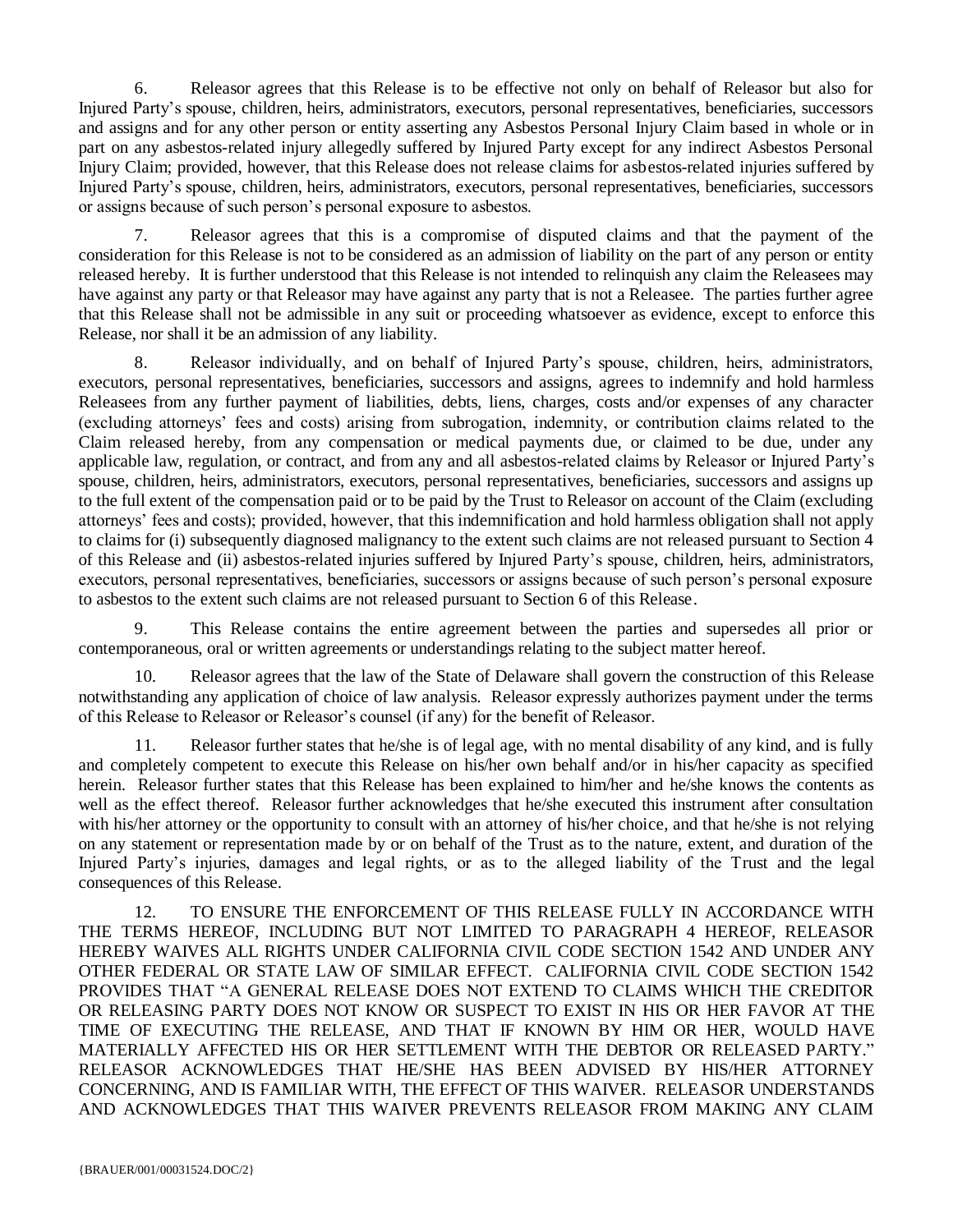6. Releasor agrees that this Release is to be effective not only on behalf of Releasor but also for Injured Party's spouse, children, heirs, administrators, executors, personal representatives, beneficiaries, successors and assigns and for any other person or entity asserting any Asbestos Personal Injury Claim based in whole or in part on any asbestos-related injury allegedly suffered by Injured Party except for any indirect Asbestos Personal Injury Claim; provided, however, that this Release does not release claims for asbestos-related injuries suffered by Injured Party's spouse, children, heirs, administrators, executors, personal representatives, beneficiaries, successors or assigns because of such person's personal exposure to asbestos.

7. Releasor agrees that this is a compromise of disputed claims and that the payment of the consideration for this Release is not to be considered as an admission of liability on the part of any person or entity released hereby. It is further understood that this Release is not intended to relinquish any claim the Releasees may have against any party or that Releasor may have against any party that is not a Releasee. The parties further agree that this Release shall not be admissible in any suit or proceeding whatsoever as evidence, except to enforce this Release, nor shall it be an admission of any liability.

8. Releasor individually, and on behalf of Injured Party's spouse, children, heirs, administrators, executors, personal representatives, beneficiaries, successors and assigns, agrees to indemnify and hold harmless Releasees from any further payment of liabilities, debts, liens, charges, costs and/or expenses of any character (excluding attorneys' fees and costs) arising from subrogation, indemnity, or contribution claims related to the Claim released hereby, from any compensation or medical payments due, or claimed to be due, under any applicable law, regulation, or contract, and from any and all asbestos-related claims by Releasor or Injured Party's spouse, children, heirs, administrators, executors, personal representatives, beneficiaries, successors and assigns up to the full extent of the compensation paid or to be paid by the Trust to Releasor on account of the Claim (excluding attorneys' fees and costs); provided, however, that this indemnification and hold harmless obligation shall not apply to claims for (i) subsequently diagnosed malignancy to the extent such claims are not released pursuant to Section 4 of this Release and (ii) asbestos-related injuries suffered by Injured Party's spouse, children, heirs, administrators, executors, personal representatives, beneficiaries, successors or assigns because of such person's personal exposure to asbestos to the extent such claims are not released pursuant to Section 6 of this Release.

9. This Release contains the entire agreement between the parties and supersedes all prior or contemporaneous, oral or written agreements or understandings relating to the subject matter hereof.

10. Releasor agrees that the law of the State of Delaware shall govern the construction of this Release notwithstanding any application of choice of law analysis. Releasor expressly authorizes payment under the terms of this Release to Releasor or Releasor's counsel (if any) for the benefit of Releasor.

11. Releasor further states that he/she is of legal age, with no mental disability of any kind, and is fully and completely competent to execute this Release on his/her own behalf and/or in his/her capacity as specified herein. Releasor further states that this Release has been explained to him/her and he/she knows the contents as well as the effect thereof. Releasor further acknowledges that he/she executed this instrument after consultation with his/her attorney or the opportunity to consult with an attorney of his/her choice, and that he/she is not relying on any statement or representation made by or on behalf of the Trust as to the nature, extent, and duration of the Injured Party's injuries, damages and legal rights, or as to the alleged liability of the Trust and the legal consequences of this Release.

12. TO ENSURE THE ENFORCEMENT OF THIS RELEASE FULLY IN ACCORDANCE WITH THE TERMS HEREOF, INCLUDING BUT NOT LIMITED TO PARAGRAPH 4 HEREOF, RELEASOR HEREBY WAIVES ALL RIGHTS UNDER CALIFORNIA CIVIL CODE SECTION 1542 AND UNDER ANY OTHER FEDERAL OR STATE LAW OF SIMILAR EFFECT. CALIFORNIA CIVIL CODE SECTION 1542 PROVIDES THAT "A GENERAL RELEASE DOES NOT EXTEND TO CLAIMS WHICH THE CREDITOR OR RELEASING PARTY DOES NOT KNOW OR SUSPECT TO EXIST IN HIS OR HER FAVOR AT THE TIME OF EXECUTING THE RELEASE, AND THAT IF KNOWN BY HIM OR HER, WOULD HAVE MATERIALLY AFFECTED HIS OR HER SETTLEMENT WITH THE DEBTOR OR RELEASED PARTY." RELEASOR ACKNOWLEDGES THAT HE/SHE HAS BEEN ADVISED BY HIS/HER ATTORNEY CONCERNING, AND IS FAMILIAR WITH, THE EFFECT OF THIS WAIVER. RELEASOR UNDERSTANDS AND ACKNOWLEDGES THAT THIS WAIVER PREVENTS RELEASOR FROM MAKING ANY CLAIM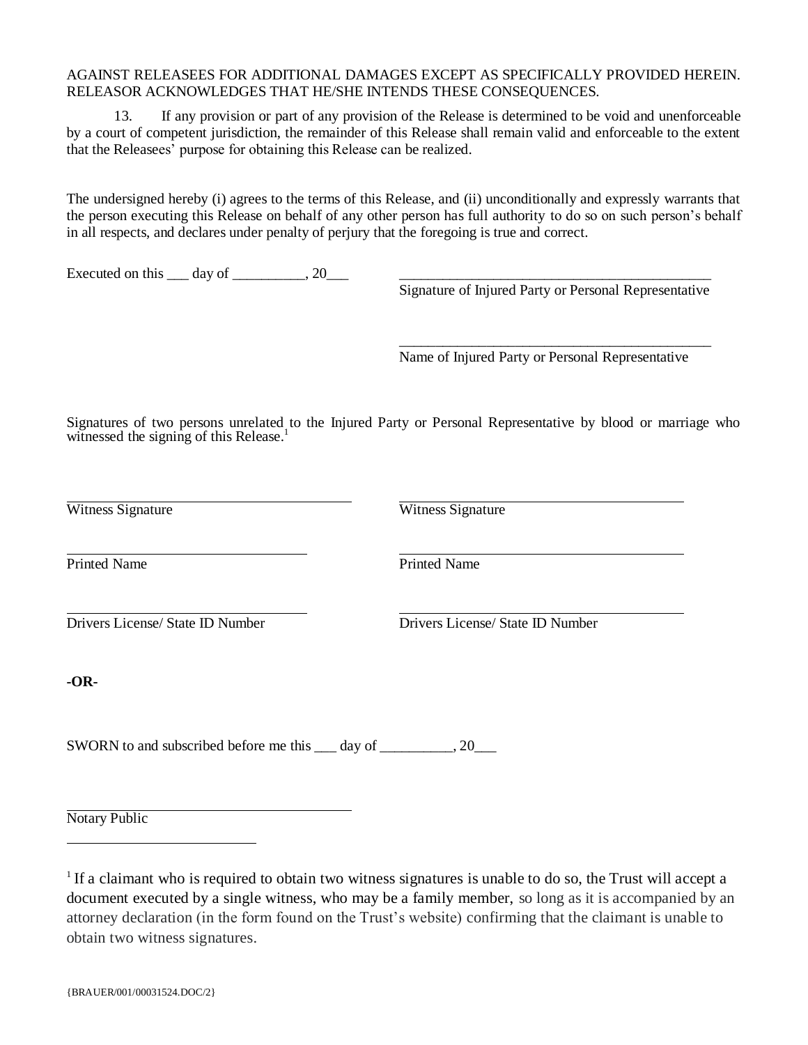AGAINST RELEASEES FOR ADDITIONAL DAMAGES EXCEPT AS SPECIFICALLY PROVIDED HEREIN. RELEASOR ACKNOWLEDGES THAT HE/SHE INTENDS THESE CONSEQUENCES.

13. If any provision or part of any provision of the Release is determined to be void and unenforceable by a court of competent jurisdiction, the remainder of this Release shall remain valid and enforceable to the extent that the Releasees' purpose for obtaining this Release can be realized.

The undersigned hereby (i) agrees to the terms of this Release, and (ii) unconditionally and expressly warrants that the person executing this Release on behalf of any other person has full authority to do so on such person's behalf in all respects, and declares under penalty of perjury that the foregoing is true and correct.

Executed on this ___ day of __________, 20___

_____________________________________________
Signature of Injured Party or Personal Representative

_____________________________________________
Name of Injured Party or Personal Representative

Signatures of two persons unrelated to the Injured Party or Personal Representative by blood or marriage who witnessed the signing of this Release.[1]

| | |
|---|---|
| ______________________________ Witness Signature | ______________________________ Witness Signature |
| ______________________________ Printed Name | ______________________________ Printed Name |
| ______________________________ Drivers License/ State ID Number | ______________________________ Drivers License/ State ID Number |

**-OR-**

SWORN to and subscribed before me this ___ day of __________, 20___

______________________________
Notary Public

[1] If a claimant who is required to obtain two witness signatures is unable to do so, the Trust will accept a document executed by a single witness, who may be a family member, so long as it is accompanied by an attorney declaration (in the form found on the Trust's website) confirming that the claimant is unable to obtain two witness signatures.

{BRAUER/001/00031524.DOC/2}